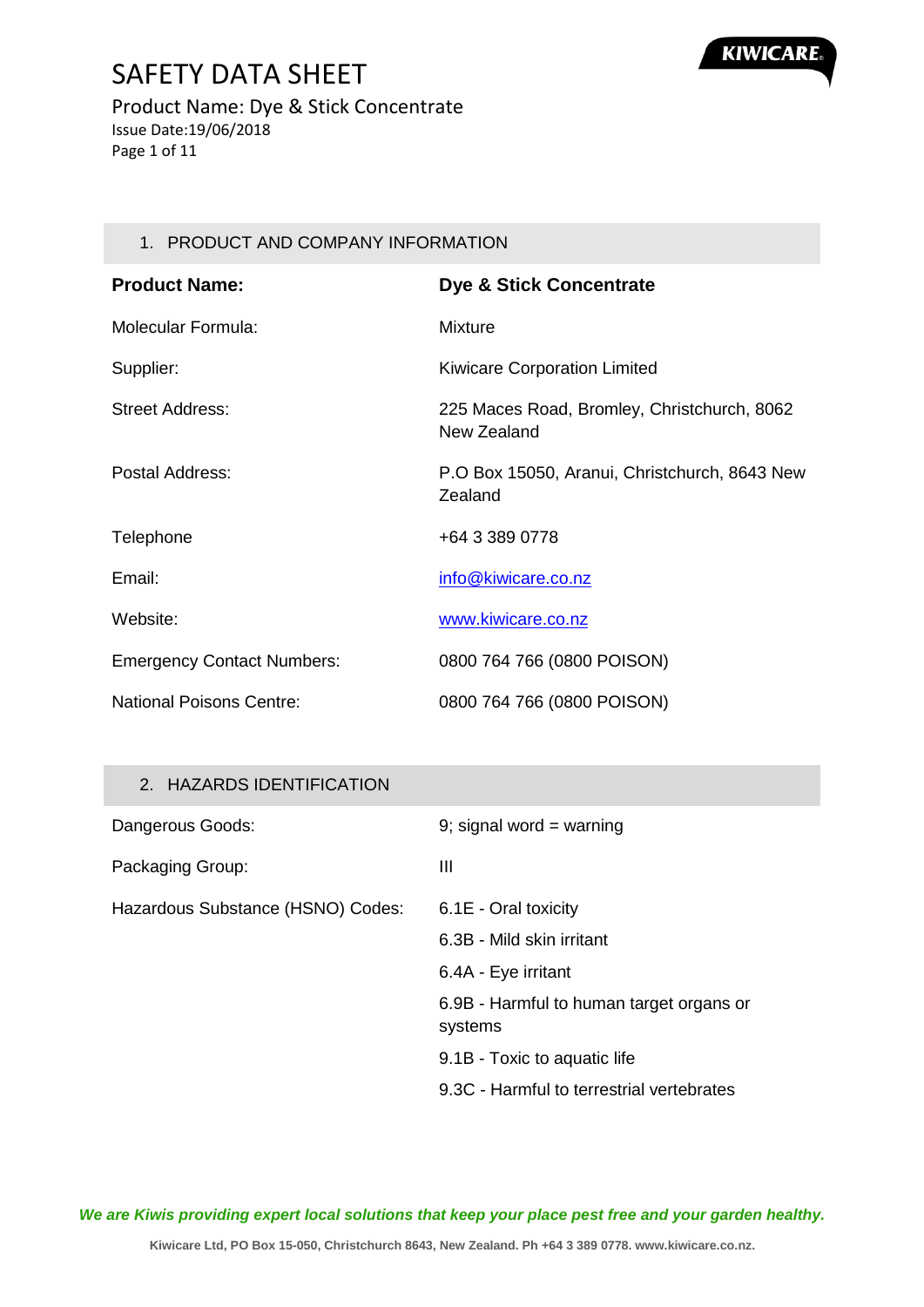# SAFETY DATA SHEET

Product Name: Dye & Stick Concentrate
Issue Date:19/06/2018

## 1. PRODUCT AND COMPANY INFORMATION

| | |
|---|---|
| **Product Name:** | **Dye & Stick Concentrate** |
| Molecular Formula: | Mixture |
| Supplier: | Kiwicare Corporation Limited |
| Street Address: | 225 Maces Road, Bromley, Christchurch, 8062 New Zealand |
| Postal Address: | P.O Box 15050, Aranui, Christchurch, 8643 New Zealand |
| Telephone | +64 3 389 0778 |
| Email: | info@kiwicare.co.nz |
| Website: | www.kiwicare.co.nz |
| Emergency Contact Numbers: | 0800 764 766 (0800 POISON) |
| National Poisons Centre: | 0800 764 766 (0800 POISON) |

## 2. HAZARDS IDENTIFICATION

| | |
|---|---|
| Dangerous Goods: | 9; signal word = warning |
| Packaging Group: | III |
| Hazardous Substance (HSNO) Codes: | 6.1E - Oral toxicity<br>6.3B - Mild skin irritant<br>6.4A - Eye irritant<br>6.9B - Harmful to human target organs or systems<br>9.1B - Toxic to aquatic life<br>9.3C - Harmful to terrestrial vertebrates |

*We are Kiwis providing expert local solutions that keep your place pest free and your garden healthy.*

Kiwicare Ltd, PO Box 15-050, Christchurch 8643, New Zealand. Ph +64 3 389 0778. www.kiwicare.co.nz.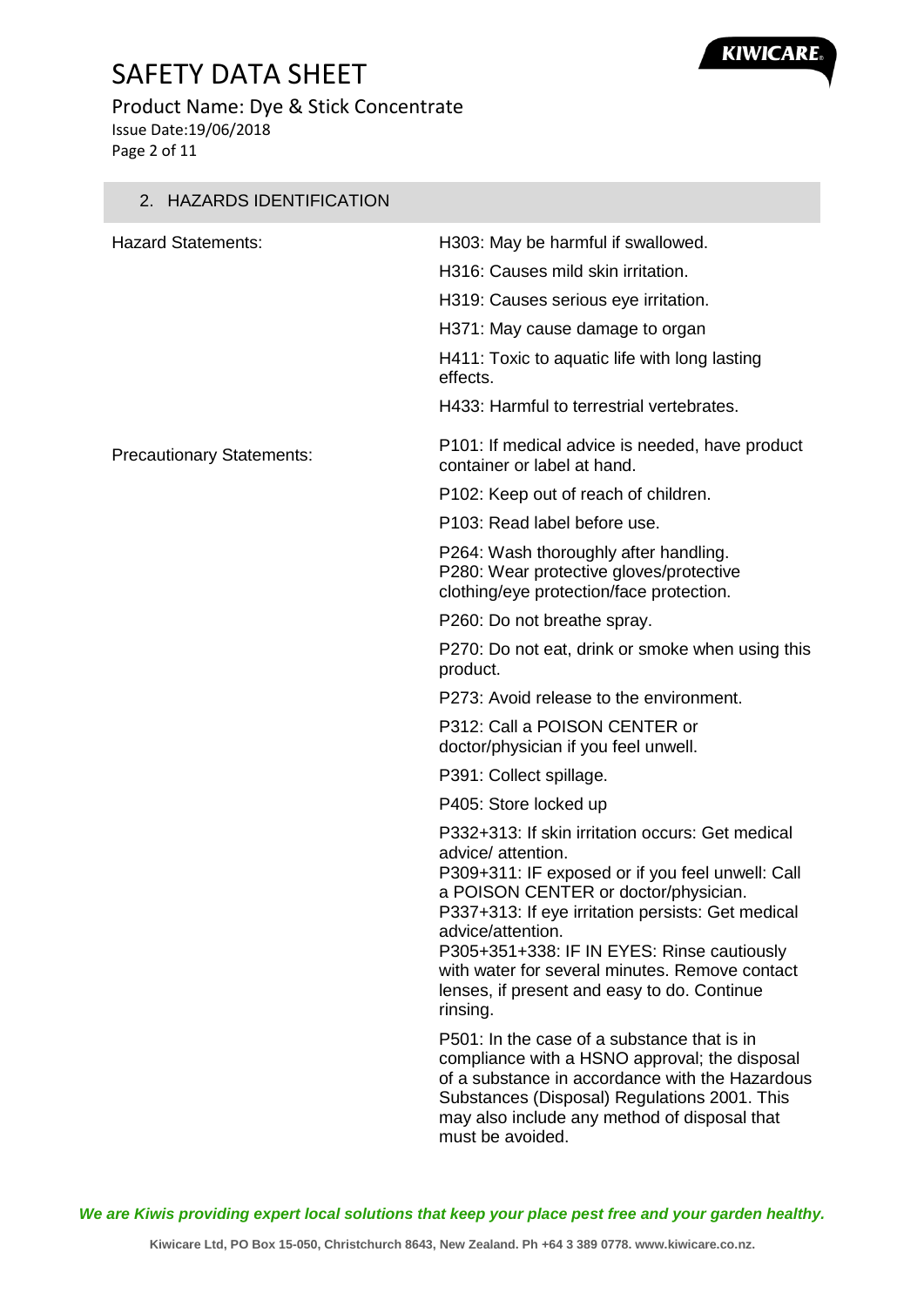## 2. HAZARDS IDENTIFICATION

| | |
|---|---|
| Hazard Statements: | H303: May be harmful if swallowed. |
| | H316: Causes mild skin irritation. |
| | H319: Causes serious eye irritation. |
| | H371: May cause damage to organ |
| | H411: Toxic to aquatic life with long lasting effects. |
| | H433: Harmful to terrestrial vertebrates. |
| Precautionary Statements: | P101: If medical advice is needed, have product container or label at hand. |
| | P102: Keep out of reach of children. |
| | P103: Read label before use. |
| | P264: Wash thoroughly after handling.<br>P280: Wear protective gloves/protective clothing/eye protection/face protection. |
| | P260: Do not breathe spray. |
| | P270: Do not eat, drink or smoke when using this product. |
| | P273: Avoid release to the environment. |
| | P312: Call a POISON CENTER or doctor/physician if you feel unwell. |
| | P391: Collect spillage. |
| | P405: Store locked up |
| | P332+313: If skin irritation occurs: Get medical advice/ attention.<br>P309+311: IF exposed or if you feel unwell: Call a POISON CENTER or doctor/physician.<br>P337+313: If eye irritation persists: Get medical advice/attention.<br>P305+351+338: IF IN EYES: Rinse cautiously with water for several minutes. Remove contact lenses, if present and easy to do. Continue rinsing. |
| | P501: In the case of a substance that is in compliance with a HSNO approval; the disposal of a substance in accordance with the Hazardous Substances (Disposal) Regulations 2001. This may also include any method of disposal that must be avoided. |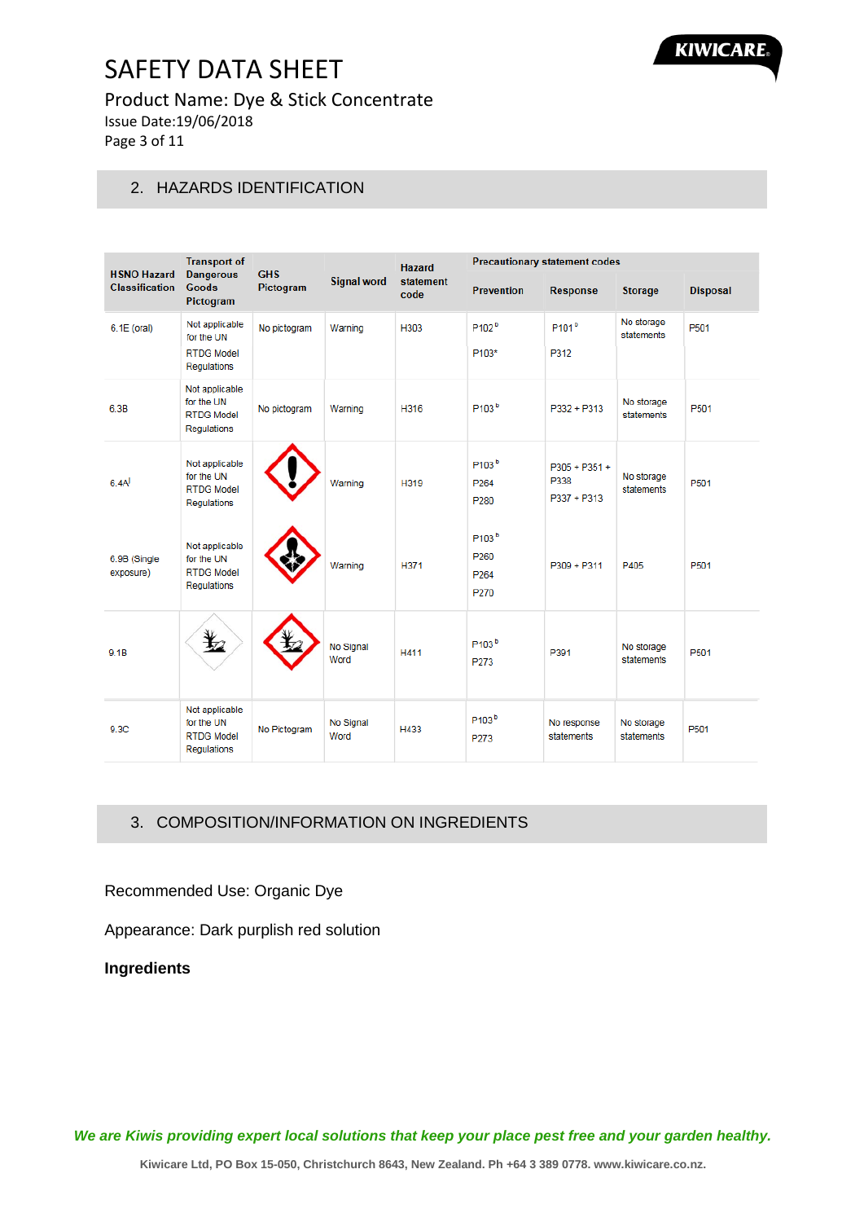## 2. HAZARDS IDENTIFICATION

| HSNO Hazard Classification | Transport of Dangerous Goods Pictogram | GHS Pictogram | Signal word | Hazard statement code | Precautionary statement codes | | | |
|---|---|---|---|---|---|---|---|---|
| | | | | | Prevention | Response | Storage | Disposal |
| 6.1E (oral) | Not applicable for the UN RTDG Model Regulations | No pictogram | Warning | H303 | P102 [b] P103* | P101 [b] P312 | No storage statements | P501 |
| 6.3B | Not applicable for the UN RTDG Model Regulations | No pictogram | Warning | H316 | P103 [b] | P332 + P313 | No storage statements | P501 |
| 6.4A | Not applicable for the UN RTDG Model Regulations | | Warning | H319 | P103 [b] P264 P280 | P305 + P351 + P338 P337 + P313 | No storage statements | P501 |
| 6.9B (Single exposure) | Not applicable for the UN RTDG Model Regulations | | Warning | H371 | P103 [b] P260 P264 P270 | P309 + P311 | P405 | P501 |
| 9.1B | | | No Signal Word | H411 | P103 [b] P273 | P391 | No storage statements | P501 |
| 9.3C | Not applicable for the UN RTDG Model Regulations | No Pictogram | No Signal Word | H433 | P103 [b] P273 | No response statements | No storage statements | P501 |

## 3. COMPOSITION/INFORMATION ON INGREDIENTS

Recommended Use: Organic Dye

Appearance: Dark purplish red solution

**Ingredients**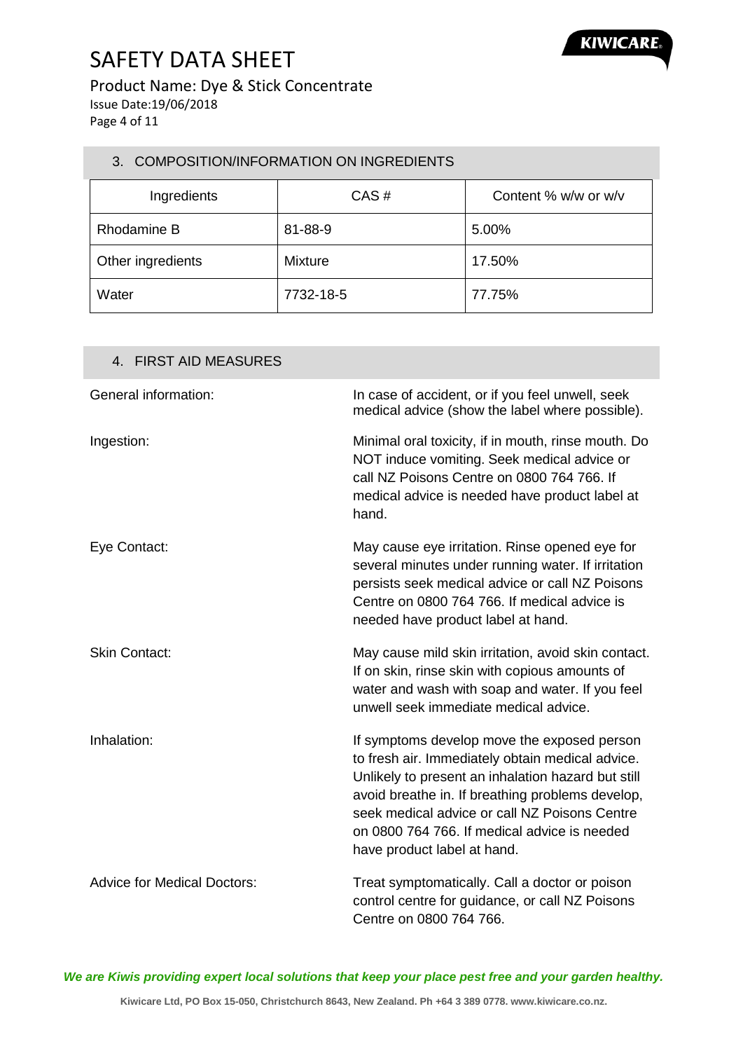## 3. COMPOSITION/INFORMATION ON INGREDIENTS

| Ingredients | CAS # | Content % w/w or w/v |
| --- | --- | --- |
| Rhodamine B | 81-88-9 | 5.00% |
| Other ingredients | Mixture | 17.50% |
| Water | 7732-18-5 | 77.75% |

## 4. FIRST AID MEASURES

| | |
| --- | --- |
| General information: | In case of accident, or if you feel unwell, seek medical advice (show the label where possible). |
| Ingestion: | Minimal oral toxicity, if in mouth, rinse mouth. Do NOT induce vomiting. Seek medical advice or call NZ Poisons Centre on 0800 764 766. If medical advice is needed have product label at hand. |
| Eye Contact: | May cause eye irritation. Rinse opened eye for several minutes under running water. If irritation persists seek medical advice or call NZ Poisons Centre on 0800 764 766. If medical advice is needed have product label at hand. |
| Skin Contact: | May cause mild skin irritation, avoid skin contact. If on skin, rinse skin with copious amounts of water and wash with soap and water. If you feel unwell seek immediate medical advice. |
| Inhalation: | If symptoms develop move the exposed person to fresh air. Immediately obtain medical advice. Unlikely to present an inhalation hazard but still avoid breathe in. If breathing problems develop, seek medical advice or call NZ Poisons Centre on 0800 764 766. If medical advice is needed have product label at hand. |
| Advice for Medical Doctors: | Treat symptomatically. Call a doctor or poison control centre for guidance, or call NZ Poisons Centre on 0800 764 766. |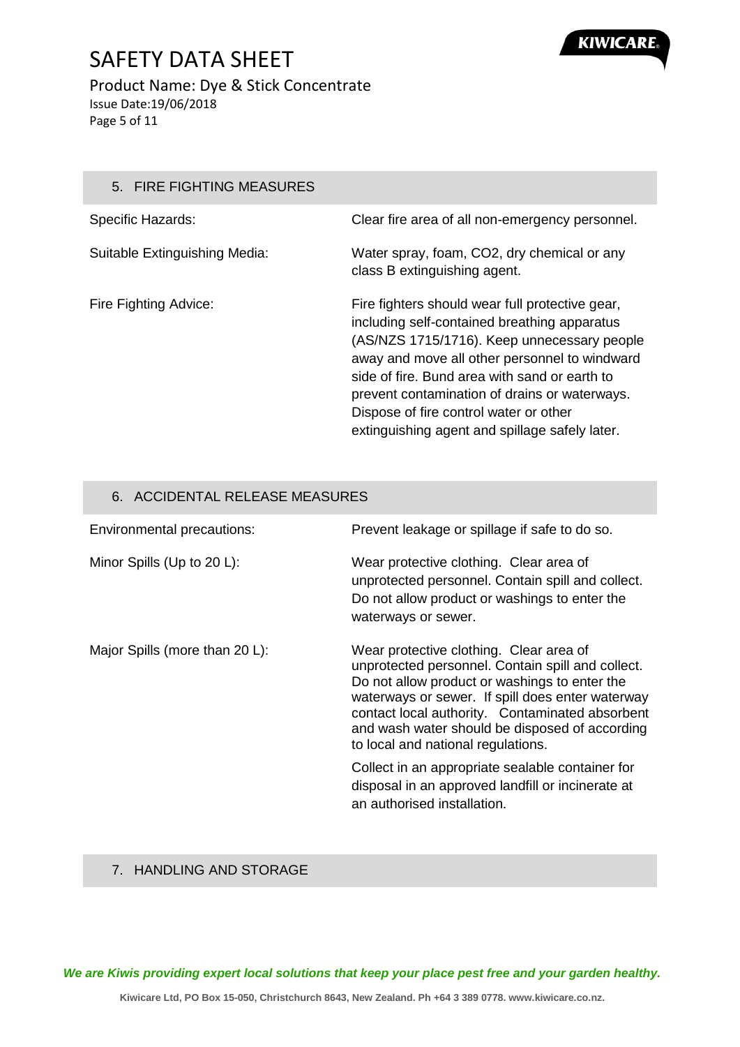## 5. FIRE FIGHTING MEASURES

| | |
|---|---|
| Specific Hazards: | Clear fire area of all non-emergency personnel. |
| Suitable Extinguishing Media: | Water spray, foam, $CO_2$, dry chemical or any class B extinguishing agent. |
| Fire Fighting Advice: | Fire fighters should wear full protective gear, including self-contained breathing apparatus (AS/NZS 1715/1716). Keep unnecessary people away and move all other personnel to windward side of fire. Bund area with sand or earth to prevent contamination of drains or waterways. Dispose of fire control water or other extinguishing agent and spillage safely later. |

## 6. ACCIDENTAL RELEASE MEASURES

| | |
|---|---|
| Environmental precautions: | Prevent leakage or spillage if safe to do so. |
| Minor Spills (Up to 20 L): | Wear protective clothing. Clear area of unprotected personnel. Contain spill and collect. Do not allow product or washings to enter the waterways or sewer. |
| Major Spills (more than 20 L): | Wear protective clothing. Clear area of unprotected personnel. Contain spill and collect. Do not allow product or washings to enter the waterways or sewer. If spill does enter waterway contact local authority. Contaminated absorbent and wash water should be disposed of according to local and national regulations. <br><br> Collect in an appropriate sealable container for disposal in an approved landfill or incinerate at an authorised installation. |

## 7. HANDLING AND STORAGE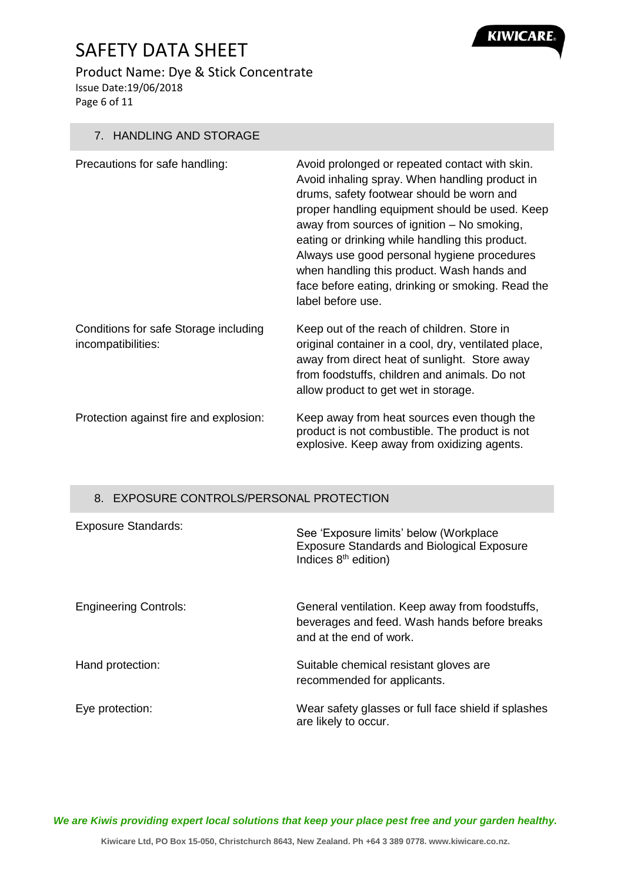## 7. HANDLING AND STORAGE

| | |
|---|---|
| Precautions for safe handling: | Avoid prolonged or repeated contact with skin. Avoid inhaling spray. When handling product in drums, safety footwear should be worn and proper handling equipment should be used. Keep away from sources of ignition – No smoking, eating or drinking while handling this product. Always use good personal hygiene procedures when handling this product. Wash hands and face before eating, drinking or smoking. Read the label before use. |
| Conditions for safe Storage including incompatibilities: | Keep out of the reach of children. Store in original container in a cool, dry, ventilated place, away from direct heat of sunlight. Store away from foodstuffs, children and animals. Do not allow product to get wet in storage. |
| Protection against fire and explosion: | Keep away from heat sources even though the product is not combustible. The product is not explosive. Keep away from oxidizing agents. |

## 8. EXPOSURE CONTROLS/PERSONAL PROTECTION

| | |
|---|---|
| Exposure Standards: | See 'Exposure limits' below (Workplace Exposure Standards and Biological Exposure Indices 8th edition) |
| Engineering Controls: | General ventilation. Keep away from foodstuffs, beverages and feed. Wash hands before breaks and at the end of work. |
| Hand protection: | Suitable chemical resistant gloves are recommended for applicants. |
| Eye protection: | Wear safety glasses or full face shield if splashes are likely to occur. |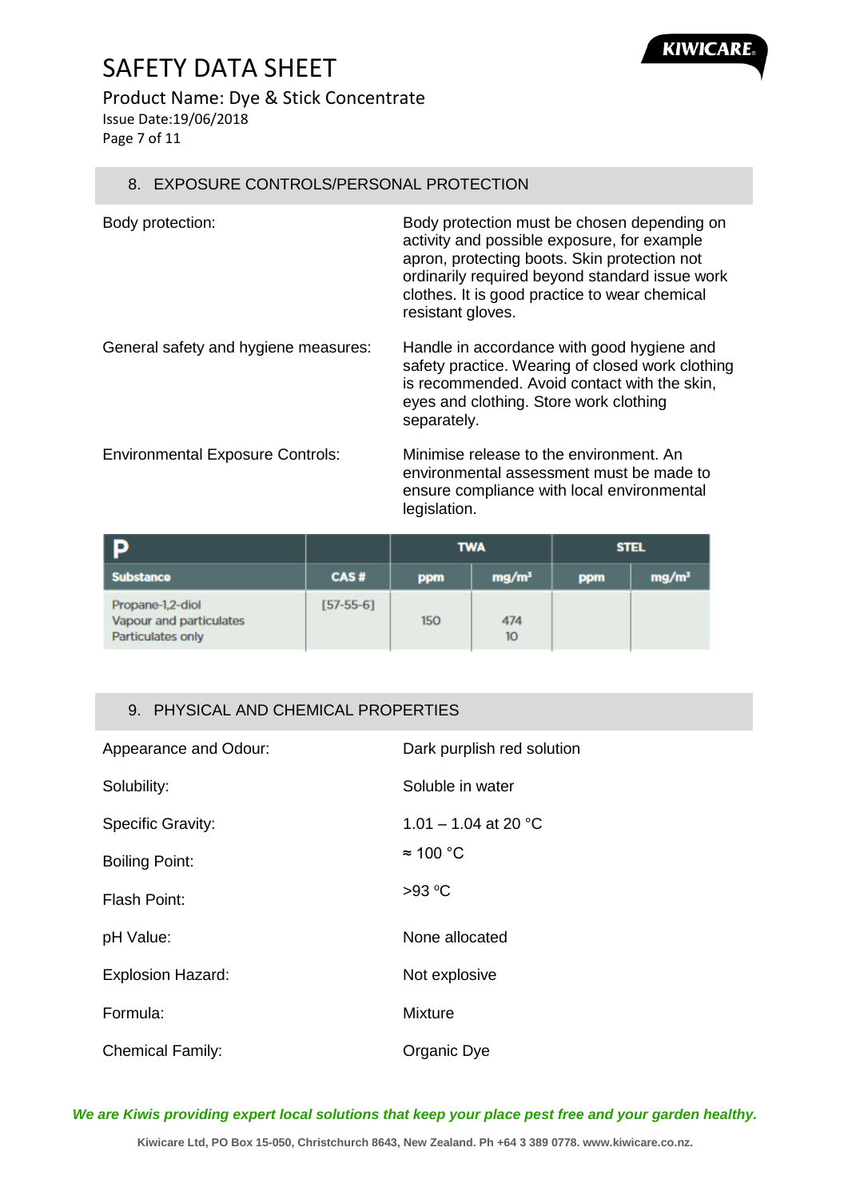## 8. EXPOSURE CONTROLS/PERSONAL PROTECTION

| | |
|---|---|
| Body protection: | Body protection must be chosen depending on activity and possible exposure, for example apron, protecting boots. Skin protection not ordinarily required beyond standard issue work clothes. It is good practice to wear chemical resistant gloves. |
| General safety and hygiene measures: | Handle in accordance with good hygiene and safety practice. Wearing of closed work clothing is recommended. Avoid contact with the skin, eyes and clothing. Store work clothing separately. |
| Environmental Exposure Controls: | Minimise release to the environment. An environmental assessment must be made to ensure compliance with local environmental legislation. |

| P | | TWA | | STEL | |
|---|---|---|---|---|---|
| Substance | CAS # | ppm | mg/m³ | ppm | mg/m³ |
| Propane-1,2-diol<br>Vapour and particulates<br>Particulates only | [57-55-6] | 150 | 474<br>10 | | |

## 9. PHYSICAL AND CHEMICAL PROPERTIES

| | |
|---|---|
| Appearance and Odour: | Dark purplish red solution |
| Solubility: | Soluble in water |
| Specific Gravity: | 1.01 – 1.04 at 20 °C |
| Boiling Point: | ≈ 100 °C |
| Flash Point: | >93 °C |
| pH Value: | None allocated |
| Explosion Hazard: | Not explosive |
| Formula: | Mixture |
| Chemical Family: | Organic Dye |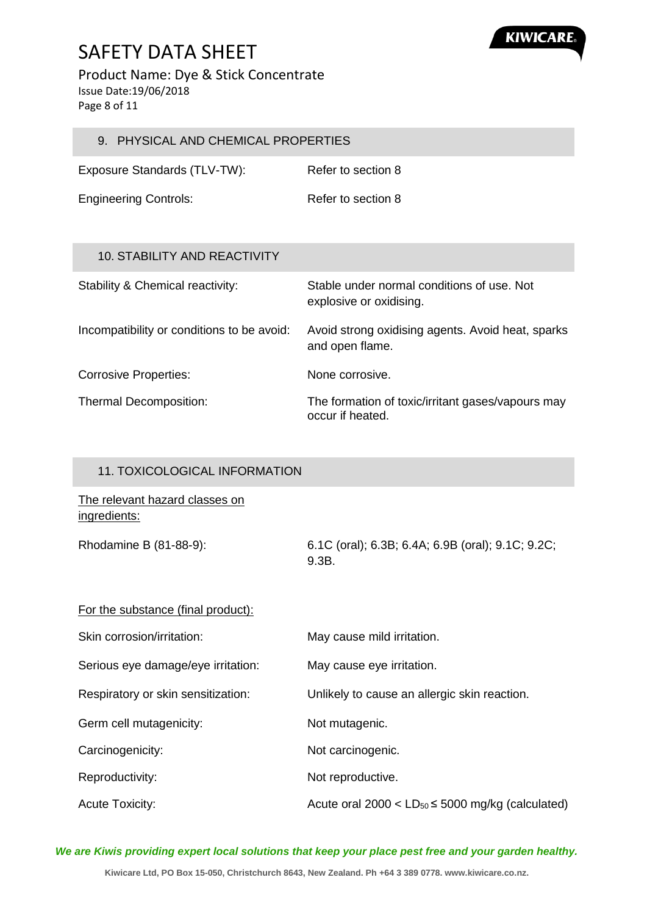## 9. PHYSICAL AND CHEMICAL PROPERTIES

| | |
|---|---|
| Exposure Standards (TLV-TW): | Refer to section 8 |
| Engineering Controls: | Refer to section 8 |

## 10. STABILITY AND REACTIVITY

| | |
|---|---|
| Stability & Chemical reactivity: | Stable under normal conditions of use. Not explosive or oxidising. |
| Incompatibility or conditions to be avoid: | Avoid strong oxidising agents. Avoid heat, sparks and open flame. |
| Corrosive Properties: | None corrosive. |
| Thermal Decomposition: | The formation of toxic/irritant gases/vapours may occur if heated. |

## 11. TOXICOLOGICAL INFORMATION

The relevant hazard classes on ingredients:

| | |
|---|---|
| Rhodamine B (81-88-9): | 6.1C (oral); 6.3B; 6.4A; 6.9B (oral); 9.1C; 9.2C; 9.3B. |

For the substance (final product):

| | |
|---|---|
| Skin corrosion/irritation: | May cause mild irritation. |
| Serious eye damage/eye irritation: | May cause eye irritation. |
| Respiratory or skin sensitization: | Unlikely to cause an allergic skin reaction. |
| Germ cell mutagenicity: | Not mutagenic. |
| Carcinogenicity: | Not carcinogenic. |
| Reproductivity: | Not reproductive. |
| Acute Toxicity: | Acute oral $2000 < LD_{50} \leq 5000$ mg/kg (calculated) |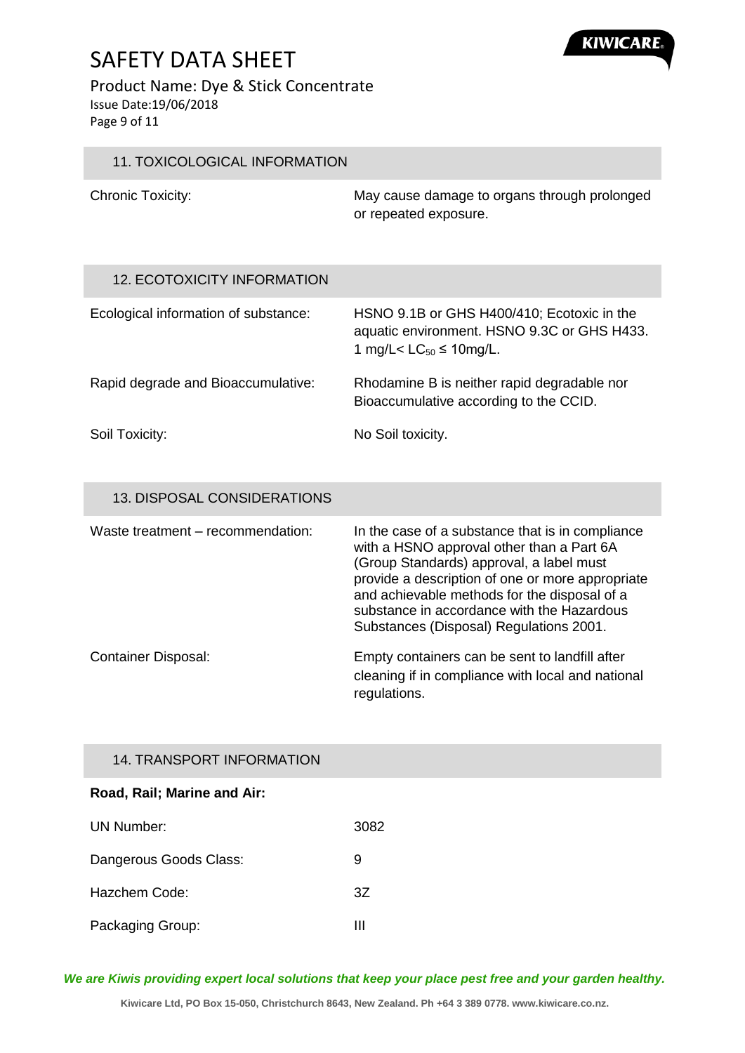## 11. TOXICOLOGICAL INFORMATION

| | |
|---|---|
| Chronic Toxicity: | May cause damage to organs through prolonged or repeated exposure. |

## 12. ECOTOXICITY INFORMATION

| | |
|---|---|
| Ecological information of substance: | HSNO 9.1B or GHS H400/410; Ecotoxic in the aquatic environment. HSNO 9.3C or GHS H433. 1 mg/L< $LC_{50}$ ≤ 10mg/L. |
| Rapid degrade and Bioaccumulative: | Rhodamine B is neither rapid degradable nor Bioaccumulative according to the CCID. |
| Soil Toxicity: | No Soil toxicity. |

## 13. DISPOSAL CONSIDERATIONS

| | |
|---|---|
| Waste treatment – recommendation: | In the case of a substance that is in compliance with a HSNO approval other than a Part 6A (Group Standards) approval, a label must provide a description of one or more appropriate and achievable methods for the disposal of a substance in accordance with the Hazardous Substances (Disposal) Regulations 2001. |
| Container Disposal: | Empty containers can be sent to landfill after cleaning if in compliance with local and national regulations. |

## 14. TRANSPORT INFORMATION

**Road, Rail; Marine and Air:**

| | |
|---|---|
| UN Number: | 3082 |
| Dangerous Goods Class: | 9 |
| Hazchem Code: | 3Z |
| Packaging Group: | III |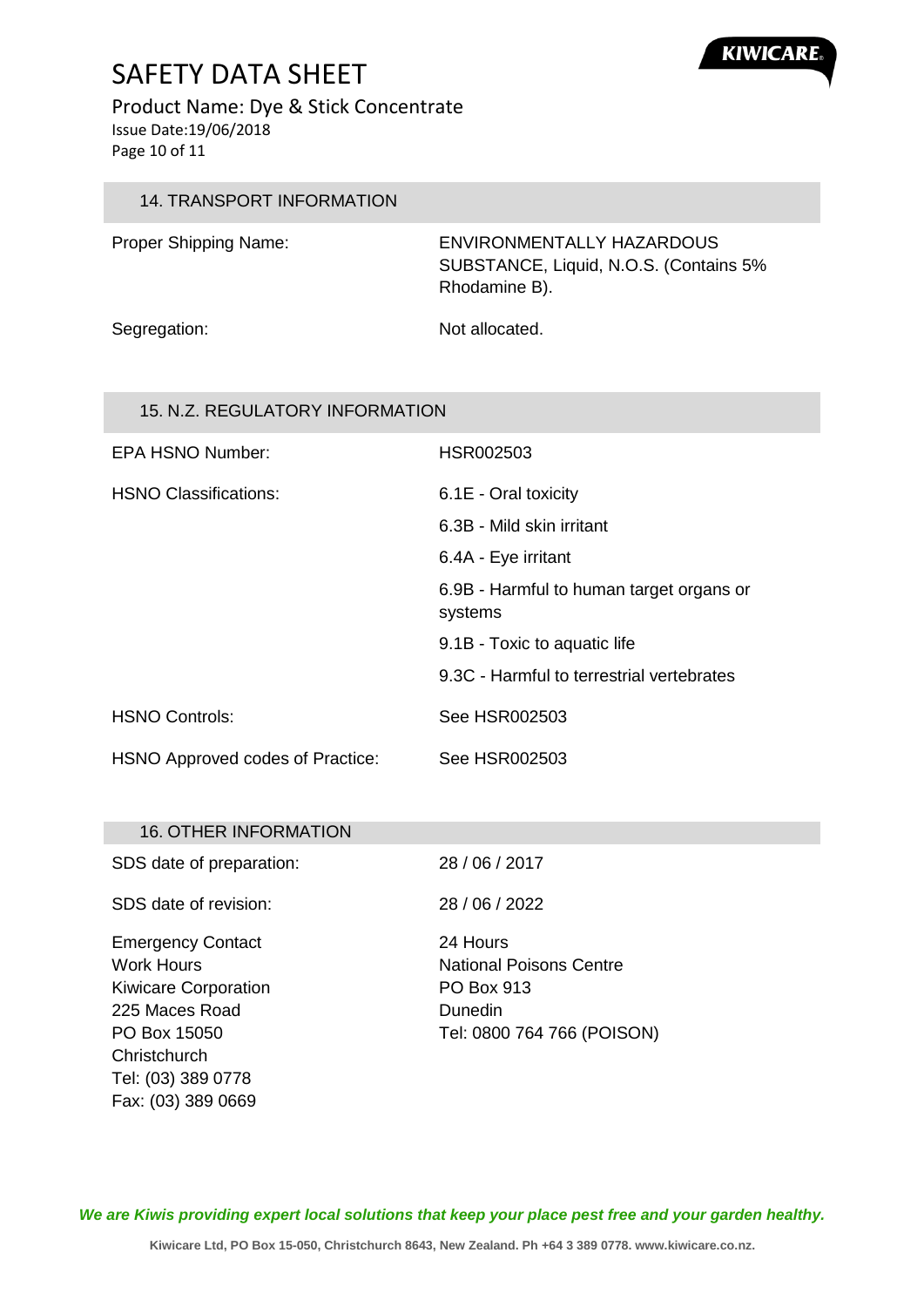## 14. TRANSPORT INFORMATION

| | |
|---|---|
| Proper Shipping Name: | ENVIRONMENTALLY HAZARDOUS SUBSTANCE, Liquid, N.O.S. (Contains 5% Rhodamine B). |
| Segregation: | Not allocated. |

## 15. N.Z. REGULATORY INFORMATION

| | |
|---|---|
| EPA HSNO Number: | HSR002503 |
| HSNO Classifications: | 6.1E - Oral toxicity |
| | 6.3B - Mild skin irritant |
| | 6.4A - Eye irritant |
| | 6.9B - Harmful to human target organs or systems |
| | 9.1B - Toxic to aquatic life |
| | 9.3C - Harmful to terrestrial vertebrates |
| HSNO Controls: | See HSR002503 |
| HSNO Approved codes of Practice: | See HSR002503 |

## 16. OTHER INFORMATION

| | |
|---|---|
| SDS date of preparation: | 28 / 06 / 2017 |
| SDS date of revision: | 28 / 06 / 2022 |

Emergency Contact
Work Hours
Kiwicare Corporation
225 Maces Road
PO Box 15050
Christchurch
Tel: (03) 389 0778
Fax: (03) 389 0669

24 Hours
National Poisons Centre
PO Box 913
Dunedin
Tel: 0800 764 766 (POISON)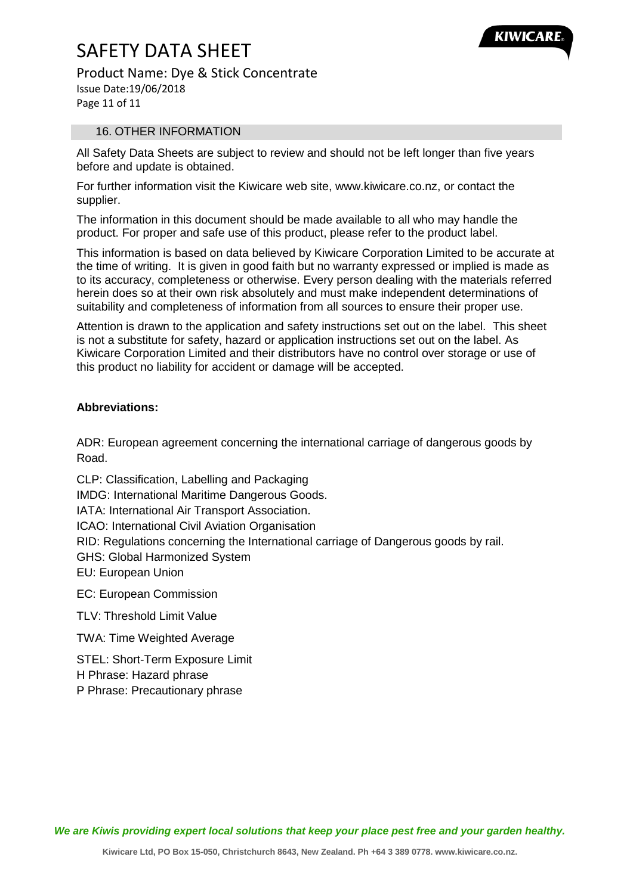## 16. OTHER INFORMATION

All Safety Data Sheets are subject to review and should not be left longer than five years before and update is obtained.

For further information visit the Kiwicare web site, www.kiwicare.co.nz, or contact the supplier.

The information in this document should be made available to all who may handle the product. For proper and safe use of this product, please refer to the product label.

This information is based on data believed by Kiwicare Corporation Limited to be accurate at the time of writing. It is given in good faith but no warranty expressed or implied is made as to its accuracy, completeness or otherwise. Every person dealing with the materials referred herein does so at their own risk absolutely and must make independent determinations of suitability and completeness of information from all sources to ensure their proper use.

Attention is drawn to the application and safety instructions set out on the label. This sheet is not a substitute for safety, hazard or application instructions set out on the label. As Kiwicare Corporation Limited and their distributors have no control over storage or use of this product no liability for accident or damage will be accepted.

**Abbreviations:**

ADR: European agreement concerning the international carriage of dangerous goods by Road.

CLP: Classification, Labelling and Packaging
IMDG: International Maritime Dangerous Goods.
IATA: International Air Transport Association.
ICAO: International Civil Aviation Organisation
RID: Regulations concerning the International carriage of Dangerous goods by rail.
GHS: Global Harmonized System
EU: European Union

EC: European Commission

TLV: Threshold Limit Value

TWA: Time Weighted Average

STEL: Short-Term Exposure Limit
H Phrase: Hazard phrase
P Phrase: Precautionary phrase